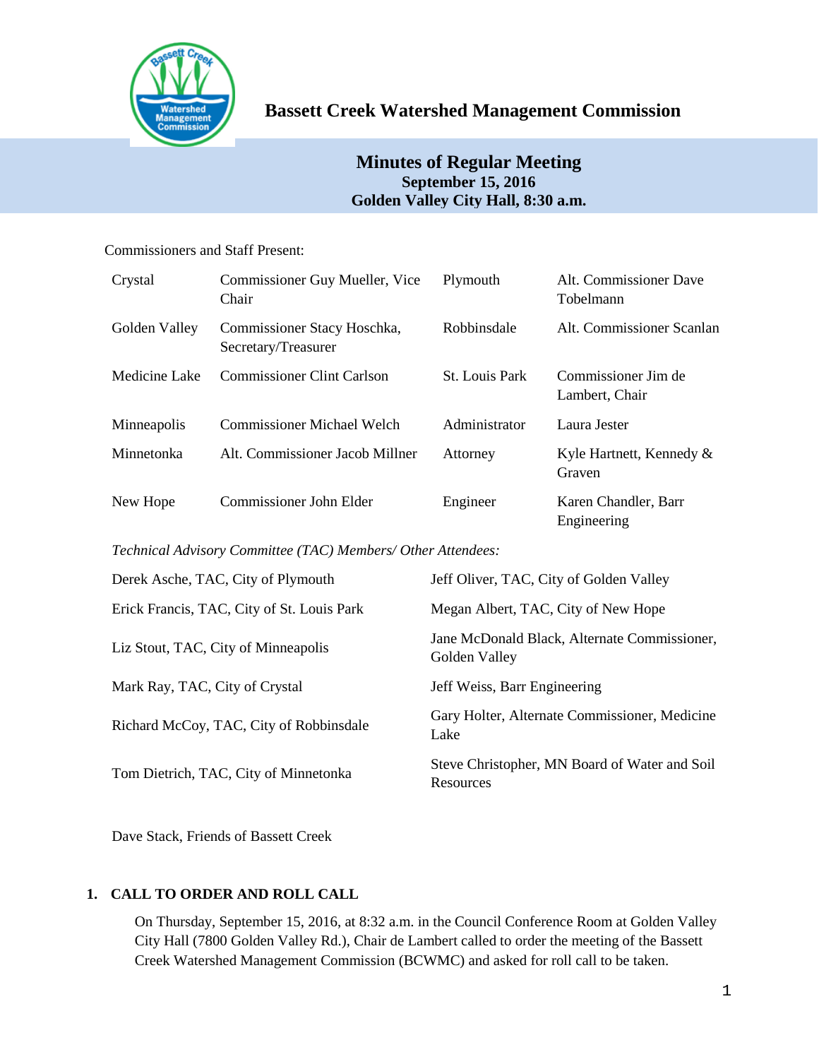# Bassett Creek Watershed Management Commission

## Minutes of Regular Meeting
**September 15, 2016**
**Golden Valley City Hall, 8:30 a.m.**

Commissioners and Staff Present:

| | | | |
|---|---|---|---|
| Crystal | Commissioner Guy Mueller, Vice Chair | Plymouth | Alt. Commissioner Dave Tobelmann |
| Golden Valley | Commissioner Stacy Hoschka, Secretary/Treasurer | Robbinsdale | Alt. Commissioner Scanlan |
| Medicine Lake | Commissioner Clint Carlson | St. Louis Park | Commissioner Jim de Lambert, Chair |
| Minneapolis | Commissioner Michael Welch | Administrator | Laura Jester |
| Minnetonka | Alt. Commissioner Jacob Millner | Attorney | Kyle Hartnett, Kennedy & Graven |
| New Hope | Commissioner John Elder | Engineer | Karen Chandler, Barr Engineering |

*Technical Advisory Committee (TAC) Members/ Other Attendees:*

| | |
|---|---|
| Derek Asche, TAC, City of Plymouth | Jeff Oliver, TAC, City of Golden Valley |
| Erick Francis, TAC, City of St. Louis Park | Megan Albert, TAC, City of New Hope |
| Liz Stout, TAC, City of Minneapolis | Jane McDonald Black, Alternate Commissioner, Golden Valley |
| Mark Ray, TAC, City of Crystal | Jeff Weiss, Barr Engineering |
| Richard McCoy, TAC, City of Robbinsdale | Gary Holter, Alternate Commissioner, Medicine Lake |
| Tom Dietrich, TAC, City of Minnetonka | Steve Christopher, MN Board of Water and Soil Resources |

Dave Stack, Friends of Bassett Creek

### 1. CALL TO ORDER AND ROLL CALL

On Thursday, September 15, 2016, at 8:32 a.m. in the Council Conference Room at Golden Valley City Hall (7800 Golden Valley Rd.), Chair de Lambert called to order the meeting of the Bassett Creek Watershed Management Commission (BCWMC) and asked for roll call to be taken.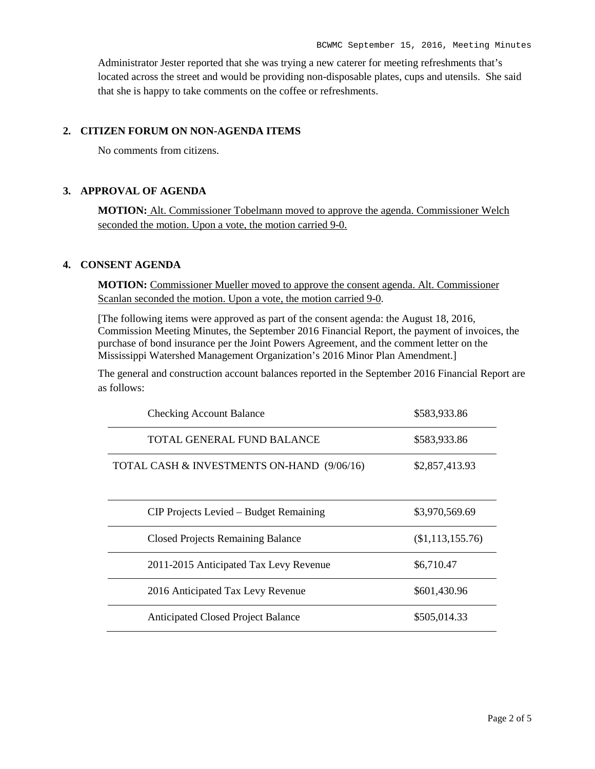Administrator Jester reported that she was trying a new caterer for meeting refreshments that's located across the street and would be providing non-disposable plates, cups and utensils. She said that she is happy to take comments on the coffee or refreshments.

## 2. CITIZEN FORUM ON NON-AGENDA ITEMS

No comments from citizens.

## 3. APPROVAL OF AGENDA

**MOTION:** Alt. Commissioner Tobelmann moved to approve the agenda. Commissioner Welch seconded the motion. Upon a vote, the motion carried 9-0.

## 4. CONSENT AGENDA

**MOTION:** Commissioner Mueller moved to approve the consent agenda. Alt. Commissioner Scanlan seconded the motion. Upon a vote, the motion carried 9-0.

[The following items were approved as part of the consent agenda: the August 18, 2016, Commission Meeting Minutes, the September 2016 Financial Report, the payment of invoices, the purchase of bond insurance per the Joint Powers Agreement, and the comment letter on the Mississippi Watershed Management Organization's 2016 Minor Plan Amendment.]

The general and construction account balances reported in the September 2016 Financial Report are as follows:

| | |
|---|---|
| Checking Account Balance | $583,933.86 |
| TOTAL GENERAL FUND BALANCE | $583,933.86 |
| TOTAL CASH & INVESTMENTS ON-HAND (9/06/16) | $2,857,413.93 |
| | |
| CIP Projects Levied – Budget Remaining | $3,970,569.69 |
| Closed Projects Remaining Balance | ($1,113,155.76) |
| 2011-2015 Anticipated Tax Levy Revenue | $6,710.47 |
| 2016 Anticipated Tax Levy Revenue | $601,430.96 |
| Anticipated Closed Project Balance | $505,014.33 |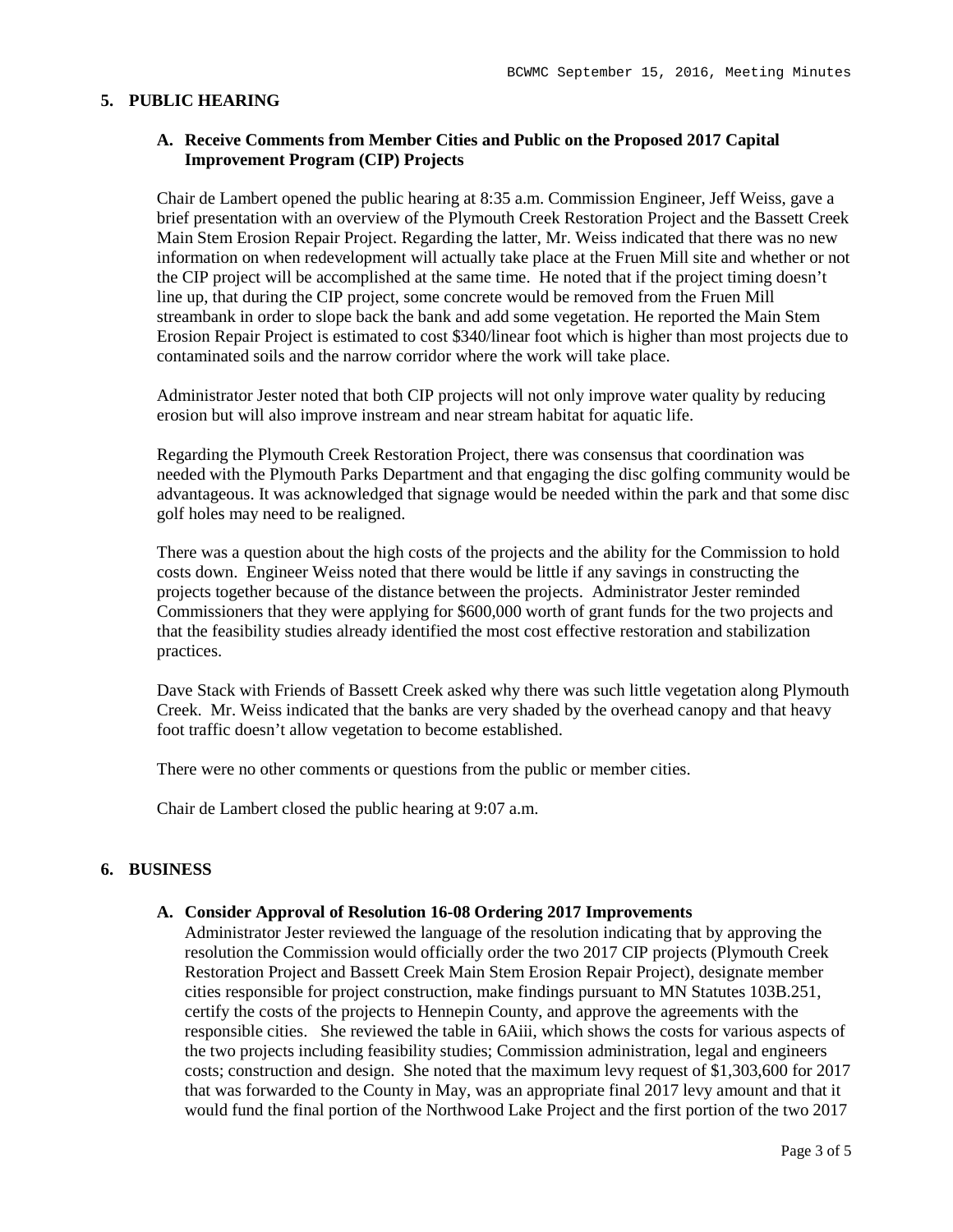## 5. PUBLIC HEARING

### A. Receive Comments from Member Cities and Public on the Proposed 2017 Capital Improvement Program (CIP) Projects

Chair de Lambert opened the public hearing at 8:35 a.m. Commission Engineer, Jeff Weiss, gave a brief presentation with an overview of the Plymouth Creek Restoration Project and the Bassett Creek Main Stem Erosion Repair Project. Regarding the latter, Mr. Weiss indicated that there was no new information on when redevelopment will actually take place at the Fruen Mill site and whether or not the CIP project will be accomplished at the same time. He noted that if the project timing doesn't line up, that during the CIP project, some concrete would be removed from the Fruen Mill streambank in order to slope back the bank and add some vegetation. He reported the Main Stem Erosion Repair Project is estimated to cost $340/linear foot which is higher than most projects due to contaminated soils and the narrow corridor where the work will take place.

Administrator Jester noted that both CIP projects will not only improve water quality by reducing erosion but will also improve instream and near stream habitat for aquatic life.

Regarding the Plymouth Creek Restoration Project, there was consensus that coordination was needed with the Plymouth Parks Department and that engaging the disc golfing community would be advantageous. It was acknowledged that signage would be needed within the park and that some disc golf holes may need to be realigned.

There was a question about the high costs of the projects and the ability for the Commission to hold costs down. Engineer Weiss noted that there would be little if any savings in constructing the projects together because of the distance between the projects. Administrator Jester reminded Commissioners that they were applying for $600,000 worth of grant funds for the two projects and that the feasibility studies already identified the most cost effective restoration and stabilization practices.

Dave Stack with Friends of Bassett Creek asked why there was such little vegetation along Plymouth Creek. Mr. Weiss indicated that the banks are very shaded by the overhead canopy and that heavy foot traffic doesn't allow vegetation to become established.

There were no other comments or questions from the public or member cities.

Chair de Lambert closed the public hearing at 9:07 a.m.

## 6. BUSINESS

### A. Consider Approval of Resolution 16-08 Ordering 2017 Improvements

Administrator Jester reviewed the language of the resolution indicating that by approving the resolution the Commission would officially order the two 2017 CIP projects (Plymouth Creek Restoration Project and Bassett Creek Main Stem Erosion Repair Project), designate member cities responsible for project construction, make findings pursuant to MN Statutes 103B.251, certify the costs of the projects to Hennepin County, and approve the agreements with the responsible cities. She reviewed the table in 6Aiii, which shows the costs for various aspects of the two projects including feasibility studies; Commission administration, legal and engineers costs; construction and design. She noted that the maximum levy request of $1,303,600 for 2017 that was forwarded to the County in May, was an appropriate final 2017 levy amount and that it would fund the final portion of the Northwood Lake Project and the first portion of the two 2017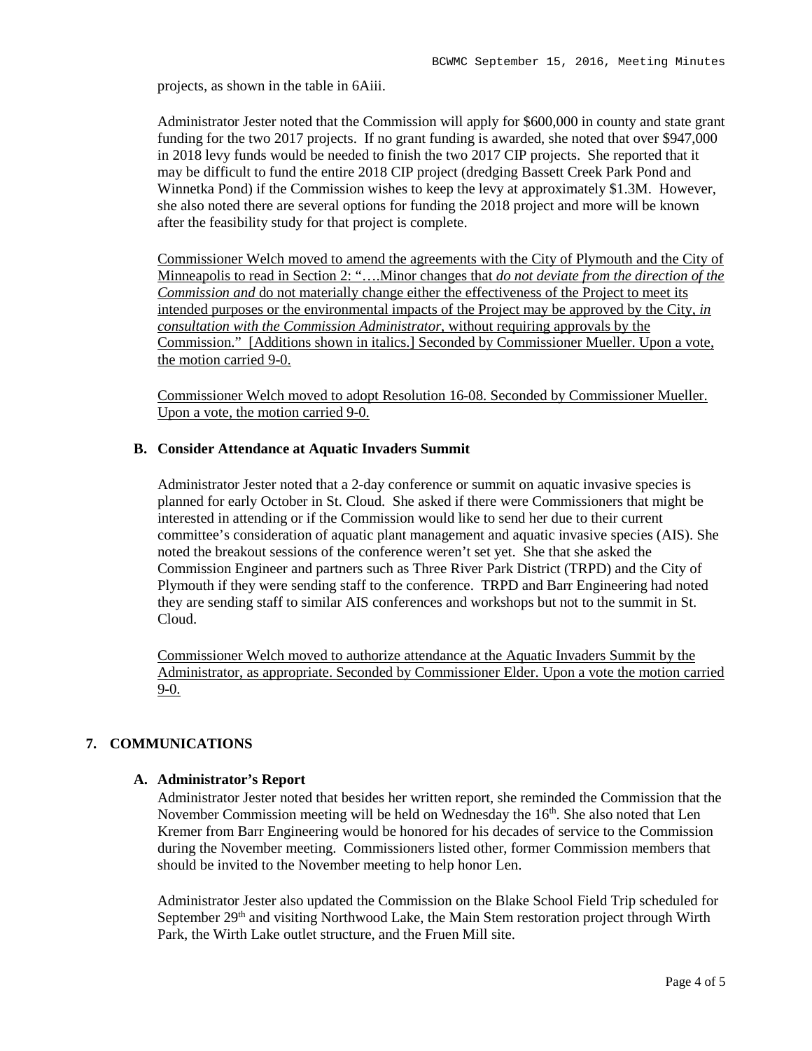projects, as shown in the table in 6Aiii.

Administrator Jester noted that the Commission will apply for $600,000 in county and state grant funding for the two 2017 projects. If no grant funding is awarded, she noted that over $947,000 in 2018 levy funds would be needed to finish the two 2017 CIP projects. She reported that it may be difficult to fund the entire 2018 CIP project (dredging Bassett Creek Park Pond and Winnetka Pond) if the Commission wishes to keep the levy at approximately $1.3M. However, she also noted there are several options for funding the 2018 project and more will be known after the feasibility study for that project is complete.

<u>Commissioner Welch moved to amend the agreements with the City of Plymouth and the City of Minneapolis to read in Section 2: "….Minor changes that *do not deviate from the direction of the Commission and* do not materially change either the effectiveness of the Project to meet its intended purposes or the environmental impacts of the Project may be approved by the City, *in consultation with the Commission Administrator*, without requiring approvals by the Commission." [Additions shown in italics.] Seconded by Commissioner Mueller. Upon a vote, the motion carried 9-0.</u>

<u>Commissioner Welch moved to adopt Resolution 16-08. Seconded by Commissioner Mueller. Upon a vote, the motion carried 9-0.</u>

### B. Consider Attendance at Aquatic Invaders Summit

Administrator Jester noted that a 2-day conference or summit on aquatic invasive species is planned for early October in St. Cloud. She asked if there were Commissioners that might be interested in attending or if the Commission would like to send her due to their current committee's consideration of aquatic plant management and aquatic invasive species (AIS). She noted the breakout sessions of the conference weren't set yet. She that she asked the Commission Engineer and partners such as Three River Park District (TRPD) and the City of Plymouth if they were sending staff to the conference. TRPD and Barr Engineering had noted they are sending staff to similar AIS conferences and workshops but not to the summit in St. Cloud.

<u>Commissioner Welch moved to authorize attendance at the Aquatic Invaders Summit by the Administrator, as appropriate. Seconded by Commissioner Elder. Upon a vote the motion carried 9-0.</u>

## 7. COMMUNICATIONS

### A. Administrator's Report

Administrator Jester noted that besides her written report, she reminded the Commission that the November Commission meeting will be held on Wednesday the 16th. She also noted that Len Kremer from Barr Engineering would be honored for his decades of service to the Commission during the November meeting. Commissioners listed other, former Commission members that should be invited to the November meeting to help honor Len.

Administrator Jester also updated the Commission on the Blake School Field Trip scheduled for September 29th and visiting Northwood Lake, the Main Stem restoration project through Wirth Park, the Wirth Lake outlet structure, and the Fruen Mill site.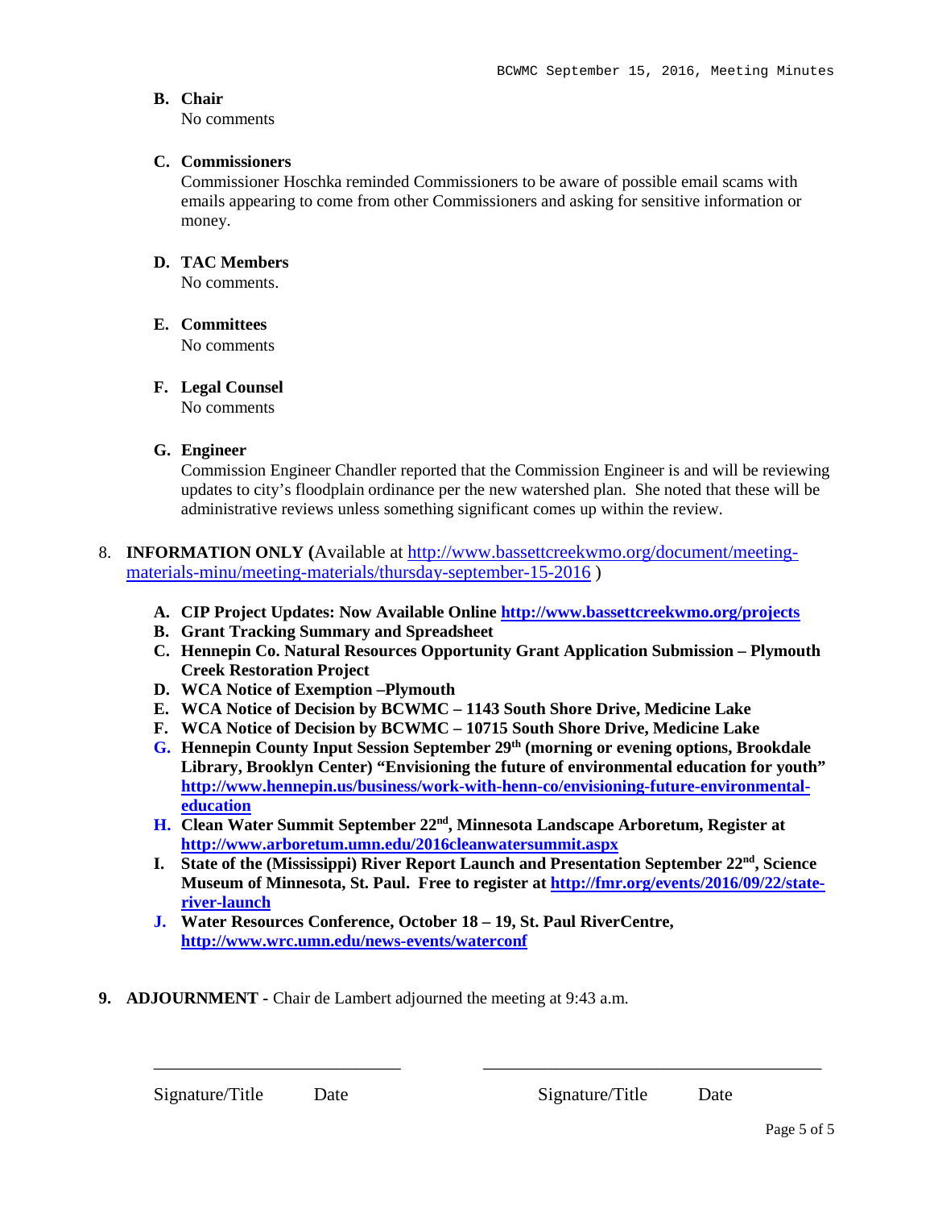**B. Chair**

No comments

**C. Commissioners**

Commissioner Hoschka reminded Commissioners to be aware of possible email scams with emails appearing to come from other Commissioners and asking for sensitive information or money.

**D. TAC Members**

No comments.

**E. Committees**

No comments

**F. Legal Counsel**

No comments

**G. Engineer**

Commission Engineer Chandler reported that the Commission Engineer is and will be reviewing updates to city's floodplain ordinance per the new watershed plan. She noted that these will be administrative reviews unless something significant comes up within the review.

8. **INFORMATION ONLY (**Available at http://www.bassettcreekwmo.org/document/meeting-materials-minu/meeting-materials/thursday-september-15-2016 )

   A. **CIP Project Updates: Now Available Online http://www.bassettcreekwmo.org/projects**
   B. **Grant Tracking Summary and Spreadsheet**
   C. **Hennepin Co. Natural Resources Opportunity Grant Application Submission – Plymouth Creek Restoration Project**
   D. **WCA Notice of Exemption –Plymouth**
   E. **WCA Notice of Decision by BCWMC – 1143 South Shore Drive, Medicine Lake**
   F. **WCA Notice of Decision by BCWMC – 10715 South Shore Drive, Medicine Lake**
   G. **Hennepin County Input Session September 29th (morning or evening options, Brookdale Library, Brooklyn Center) "Envisioning the future of environmental education for youth" http://www.hennepin.us/business/work-with-henn-co/envisioning-future-environmental-education**
   H. **Clean Water Summit September 22nd, Minnesota Landscape Arboretum, Register at http://www.arboretum.umn.edu/2016cleanwatersummit.aspx**
   I. **State of the (Mississippi) River Report Launch and Presentation September 22nd, Science Museum of Minnesota, St. Paul. Free to register at http://fmr.org/events/2016/09/22/state-river-launch**
   J. **Water Resources Conference, October 18 – 19, St. Paul RiverCentre, http://www.wrc.umn.edu/news-events/waterconf**

9. **ADJOURNMENT -** Chair de Lambert adjourned the meeting at 9:43 a.m.

\_\_\_\_\_\_\_\_\_\_\_\_\_\_\_\_\_\_\_\_\_\_\_\_\_\_\_\_ \_\_\_\_\_\_\_\_\_\_\_\_\_\_\_\_\_\_\_\_\_\_\_\_\_\_\_\_\_\_\_\_\_\_\_\_\_\_

Signature/Title Date Signature/Title Date